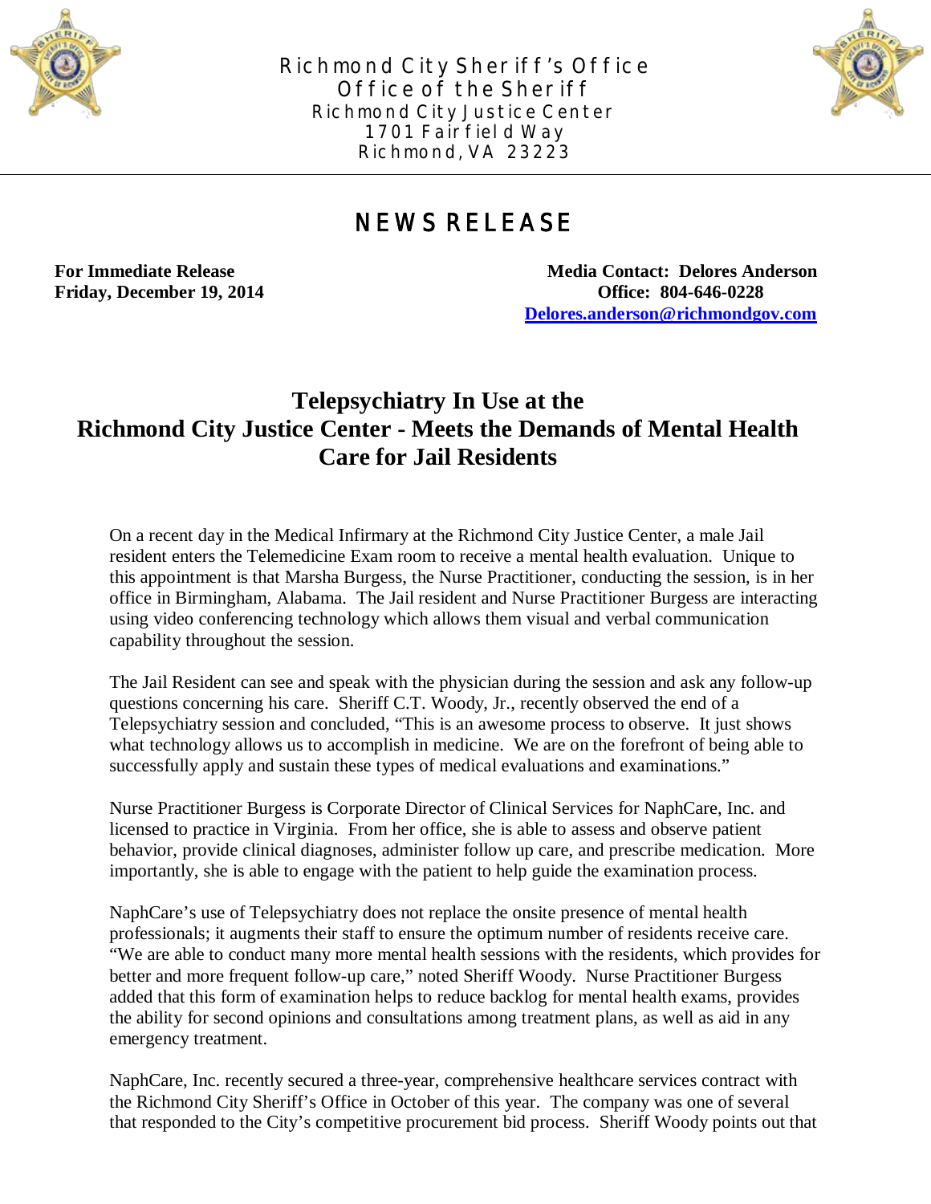Richmond City Sheriff's Office
Office of the Sheriff
Richmond City Justice Center
1701 Fairfield Way
Richmond, VA 23223

# NEWS RELEASE

**For Immediate Release**
**Friday, December 19, 2014**

**Media Contact: Delores Anderson**
**Office: 804-646-0228**
**Delores.anderson@richmondgov.com**

## Telepsychiatry In Use at the Richmond City Justice Center - Meets the Demands of Mental Health Care for Jail Residents

On a recent day in the Medical Infirmary at the Richmond City Justice Center, a male Jail resident enters the Telemedicine Exam room to receive a mental health evaluation. Unique to this appointment is that Marsha Burgess, the Nurse Practitioner, conducting the session, is in her office in Birmingham, Alabama. The Jail resident and Nurse Practitioner Burgess are interacting using video conferencing technology which allows them visual and verbal communication capability throughout the session.

The Jail Resident can see and speak with the physician during the session and ask any follow-up questions concerning his care. Sheriff C.T. Woody, Jr., recently observed the end of a Telepsychiatry session and concluded, "This is an awesome process to observe. It just shows what technology allows us to accomplish in medicine. We are on the forefront of being able to successfully apply and sustain these types of medical evaluations and examinations."

Nurse Practitioner Burgess is Corporate Director of Clinical Services for NaphCare, Inc. and licensed to practice in Virginia. From her office, she is able to assess and observe patient behavior, provide clinical diagnoses, administer follow up care, and prescribe medication. More importantly, she is able to engage with the patient to help guide the examination process.

NaphCare's use of Telepsychiatry does not replace the onsite presence of mental health professionals; it augments their staff to ensure the optimum number of residents receive care. "We are able to conduct many more mental health sessions with the residents, which provides for better and more frequent follow-up care," noted Sheriff Woody. Nurse Practitioner Burgess added that this form of examination helps to reduce backlog for mental health exams, provides the ability for second opinions and consultations among treatment plans, as well as aid in any emergency treatment.

NaphCare, Inc. recently secured a three-year, comprehensive healthcare services contract with the Richmond City Sheriff's Office in October of this year. The company was one of several that responded to the City's competitive procurement bid process. Sheriff Woody points out that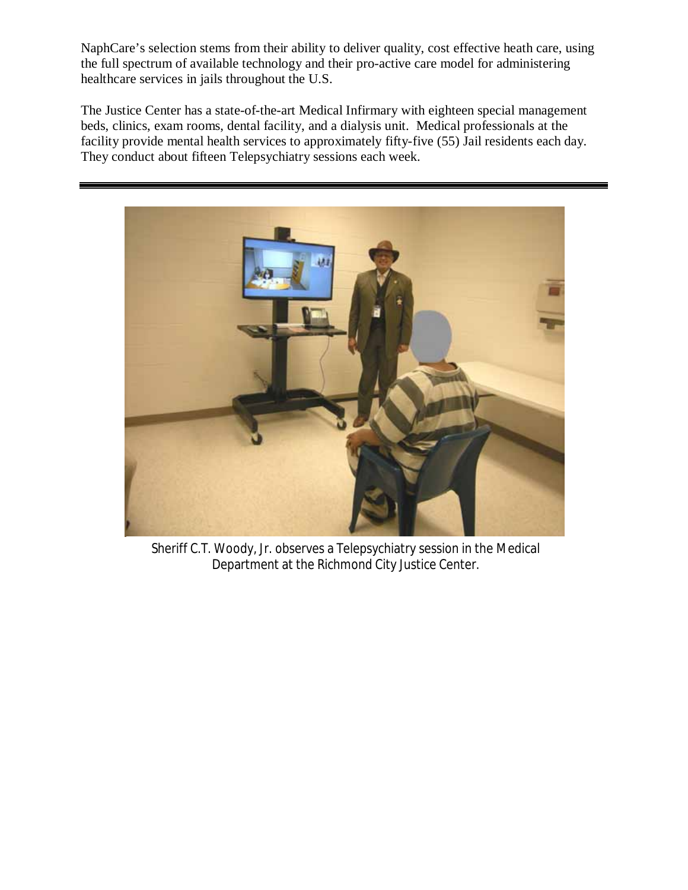NaphCare's selection stems from their ability to deliver quality, cost effective heath care, using the full spectrum of available technology and their pro-active care model for administering healthcare services in jails throughout the U.S.

The Justice Center has a state-of-the-art Medical Infirmary with eighteen special management beds, clinics, exam rooms, dental facility, and a dialysis unit. Medical professionals at the facility provide mental health services to approximately fifty-five (55) Jail residents each day. They conduct about fifteen Telepsychiatry sessions each week.

---

Sheriff C.T. Woody, Jr. observes a Telepsychiatry session in the Medical Department at the Richmond City Justice Center.